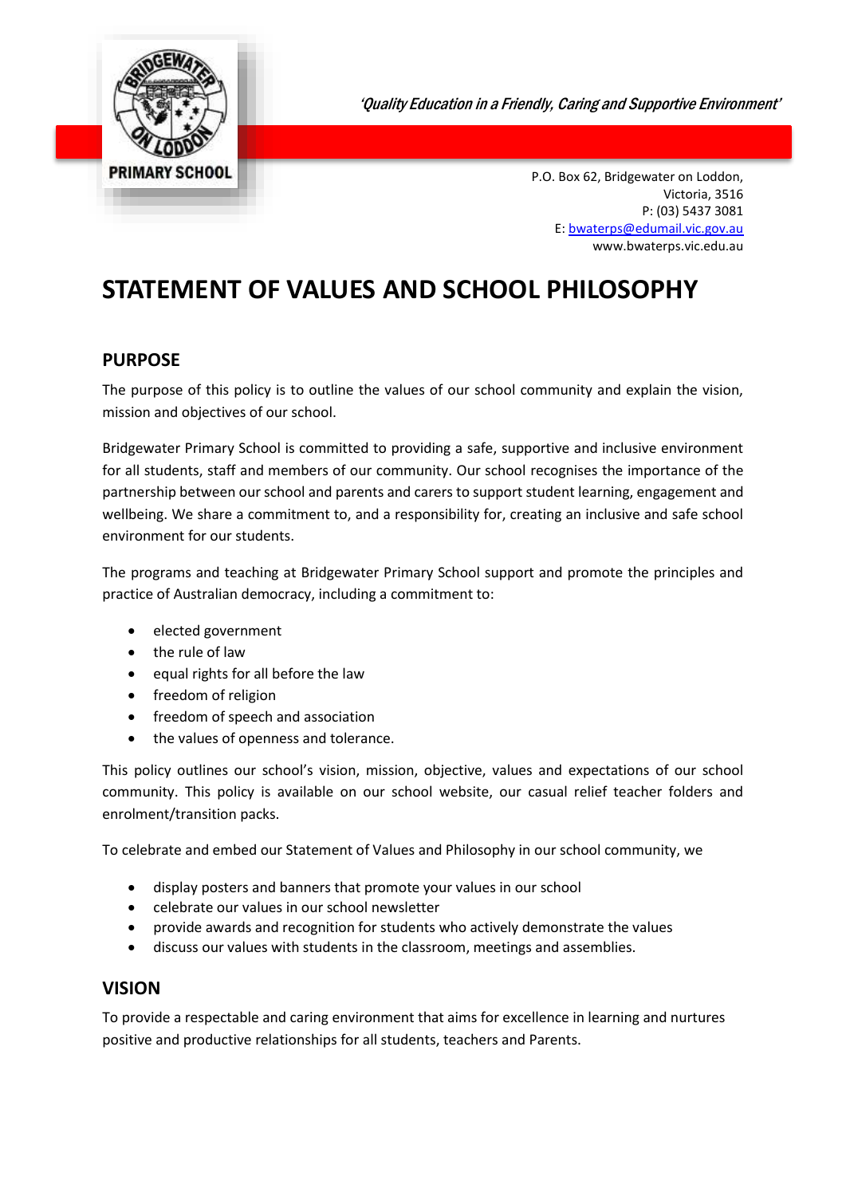*'Quality Education in a Friendly, Caring and Supportive Environment'*

P.O. Box 62, Bridgewater on Loddon,
Victoria, 3516
P: (03) 5437 3081
E: bwaterps@edumail.vic.gov.au
www.bwaterps.vic.edu.au

# STATEMENT OF VALUES AND SCHOOL PHILOSOPHY

## PURPOSE

The purpose of this policy is to outline the values of our school community and explain the vision, mission and objectives of our school.

Bridgewater Primary School is committed to providing a safe, supportive and inclusive environment for all students, staff and members of our community. Our school recognises the importance of the partnership between our school and parents and carers to support student learning, engagement and wellbeing. We share a commitment to, and a responsibility for, creating an inclusive and safe school environment for our students.

The programs and teaching at Bridgewater Primary School support and promote the principles and practice of Australian democracy, including a commitment to:

- elected government
- the rule of law
- equal rights for all before the law
- freedom of religion
- freedom of speech and association
- the values of openness and tolerance.

This policy outlines our school's vision, mission, objective, values and expectations of our school community. This policy is available on our school website, our casual relief teacher folders and enrolment/transition packs.

To celebrate and embed our Statement of Values and Philosophy in our school community, we

- display posters and banners that promote your values in our school
- celebrate our values in our school newsletter
- provide awards and recognition for students who actively demonstrate the values
- discuss our values with students in the classroom, meetings and assemblies.

## VISION

To provide a respectable and caring environment that aims for excellence in learning and nurtures positive and productive relationships for all students, teachers and Parents.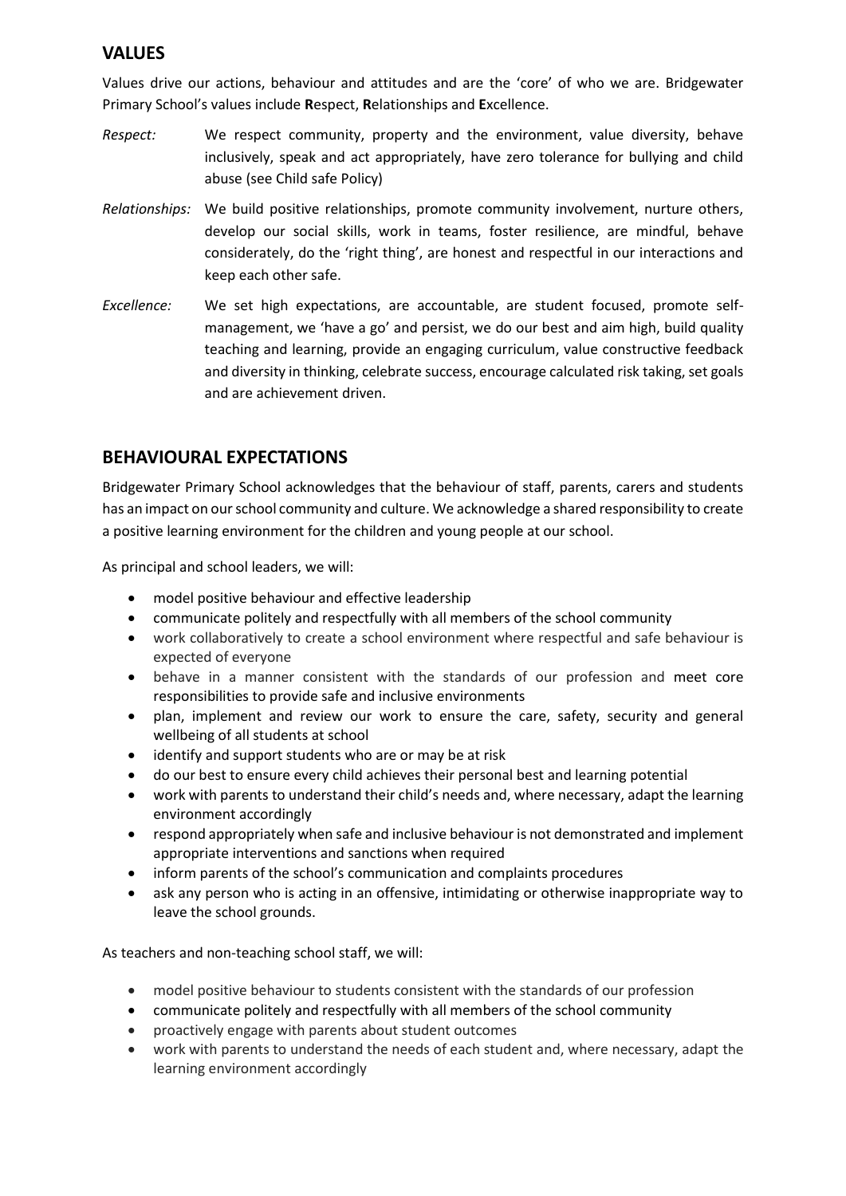## VALUES

Values drive our actions, behaviour and attitudes and are the 'core' of who we are. Bridgewater Primary School's values include **R**espect, **R**elationships and **E**xcellence.

*Respect:* We respect community, property and the environment, value diversity, behave inclusively, speak and act appropriately, have zero tolerance for bullying and child abuse (see Child safe Policy)

*Relationships:* We build positive relationships, promote community involvement, nurture others, develop our social skills, work in teams, foster resilience, are mindful, behave considerately, do the 'right thing', are honest and respectful in our interactions and keep each other safe.

*Excellence:* We set high expectations, are accountable, are student focused, promote self-management, we 'have a go' and persist, we do our best and aim high, build quality teaching and learning, provide an engaging curriculum, value constructive feedback and diversity in thinking, celebrate success, encourage calculated risk taking, set goals and are achievement driven.

## BEHAVIOURAL EXPECTATIONS

Bridgewater Primary School acknowledges that the behaviour of staff, parents, carers and students has an impact on our school community and culture. We acknowledge a shared responsibility to create a positive learning environment for the children and young people at our school.

As principal and school leaders, we will:

- model positive behaviour and effective leadership
- communicate politely and respectfully with all members of the school community
- work collaboratively to create a school environment where respectful and safe behaviour is expected of everyone
- behave in a manner consistent with the standards of our profession and meet core responsibilities to provide safe and inclusive environments
- plan, implement and review our work to ensure the care, safety, security and general wellbeing of all students at school
- identify and support students who are or may be at risk
- do our best to ensure every child achieves their personal best and learning potential
- work with parents to understand their child's needs and, where necessary, adapt the learning environment accordingly
- respond appropriately when safe and inclusive behaviour is not demonstrated and implement appropriate interventions and sanctions when required
- inform parents of the school's communication and complaints procedures
- ask any person who is acting in an offensive, intimidating or otherwise inappropriate way to leave the school grounds.

As teachers and non-teaching school staff, we will:

- model positive behaviour to students consistent with the standards of our profession
- communicate politely and respectfully with all members of the school community
- proactively engage with parents about student outcomes
- work with parents to understand the needs of each student and, where necessary, adapt the learning environment accordingly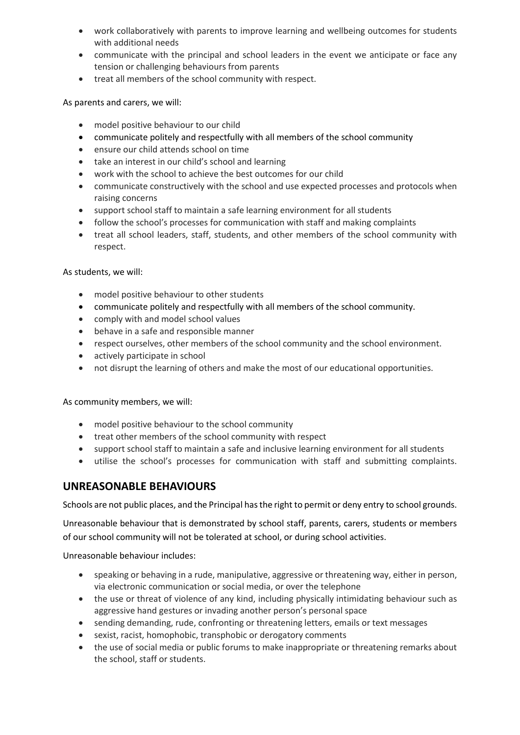- work collaboratively with parents to improve learning and wellbeing outcomes for students with additional needs
- communicate with the principal and school leaders in the event we anticipate or face any tension or challenging behaviours from parents
- treat all members of the school community with respect.

As parents and carers, we will:

- model positive behaviour to our child
- communicate politely and respectfully with all members of the school community
- ensure our child attends school on time
- take an interest in our child's school and learning
- work with the school to achieve the best outcomes for our child
- communicate constructively with the school and use expected processes and protocols when raising concerns
- support school staff to maintain a safe learning environment for all students
- follow the school's processes for communication with staff and making complaints
- treat all school leaders, staff, students, and other members of the school community with respect.

As students, we will:

- model positive behaviour to other students
- communicate politely and respectfully with all members of the school community.
- comply with and model school values
- behave in a safe and responsible manner
- respect ourselves, other members of the school community and the school environment.
- actively participate in school
- not disrupt the learning of others and make the most of our educational opportunities.

As community members, we will:

- model positive behaviour to the school community
- treat other members of the school community with respect
- support school staff to maintain a safe and inclusive learning environment for all students
- utilise the school's processes for communication with staff and submitting complaints.

## UNREASONABLE BEHAVIOURS

Schools are not public places, and the Principal has the right to permit or deny entry to school grounds.

Unreasonable behaviour that is demonstrated by school staff, parents, carers, students or members of our school community will not be tolerated at school, or during school activities.

Unreasonable behaviour includes:

- speaking or behaving in a rude, manipulative, aggressive or threatening way, either in person, via electronic communication or social media, or over the telephone
- the use or threat of violence of any kind, including physically intimidating behaviour such as aggressive hand gestures or invading another person's personal space
- sending demanding, rude, confronting or threatening letters, emails or text messages
- sexist, racist, homophobic, transphobic or derogatory comments
- the use of social media or public forums to make inappropriate or threatening remarks about the school, staff or students.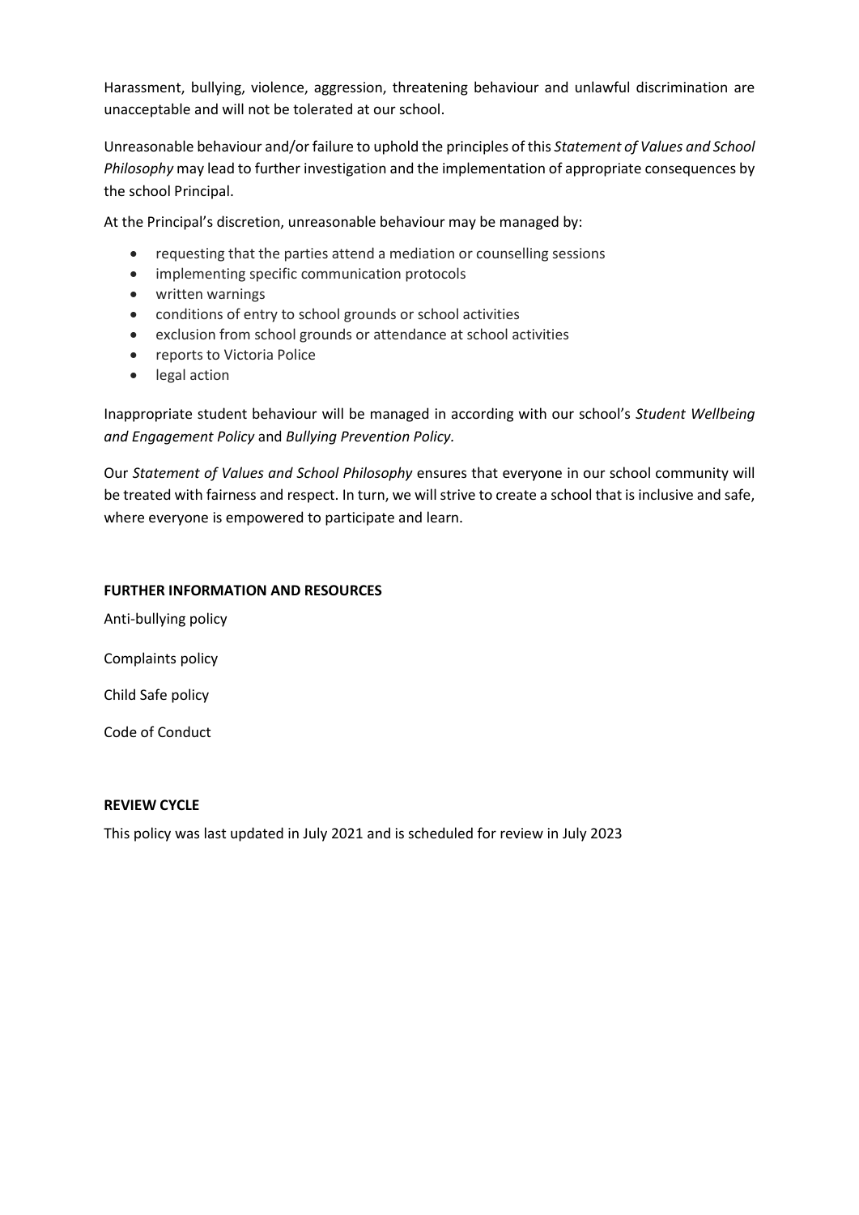Harassment, bullying, violence, aggression, threatening behaviour and unlawful discrimination are unacceptable and will not be tolerated at our school.

Unreasonable behaviour and/or failure to uphold the principles of this *Statement of Values and School Philosophy* may lead to further investigation and the implementation of appropriate consequences by the school Principal.

At the Principal's discretion, unreasonable behaviour may be managed by:

- requesting that the parties attend a mediation or counselling sessions
- implementing specific communication protocols
- written warnings
- conditions of entry to school grounds or school activities
- exclusion from school grounds or attendance at school activities
- reports to Victoria Police
- legal action

Inappropriate student behaviour will be managed in according with our school's *Student Wellbeing and Engagement Policy* and *Bullying Prevention Policy.*

Our *Statement of Values and School Philosophy* ensures that everyone in our school community will be treated with fairness and respect. In turn, we will strive to create a school that is inclusive and safe, where everyone is empowered to participate and learn.

**FURTHER INFORMATION AND RESOURCES**

Anti-bullying policy

Complaints policy

Child Safe policy

Code of Conduct

**REVIEW CYCLE**

This policy was last updated in July 2021 and is scheduled for review in July 2023